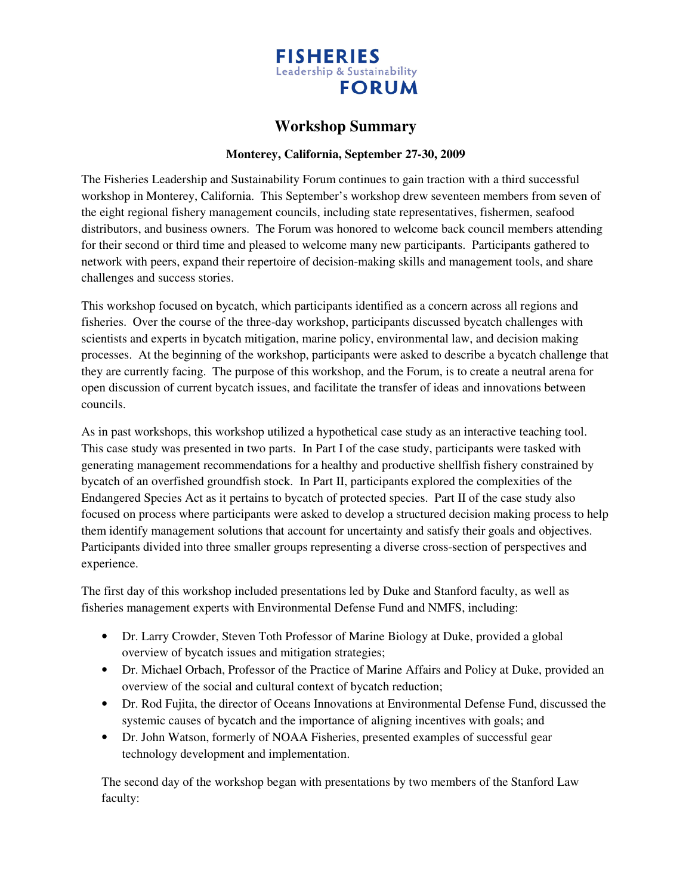**FISHERIES**
Leadership & Sustainability
**FORUM**

# Workshop Summary

**Monterey, California, September 27-30, 2009**

The Fisheries Leadership and Sustainability Forum continues to gain traction with a third successful workshop in Monterey, California. This September's workshop drew seventeen members from seven of the eight regional fishery management councils, including state representatives, fishermen, seafood distributors, and business owners. The Forum was honored to welcome back council members attending for their second or third time and pleased to welcome many new participants. Participants gathered to network with peers, expand their repertoire of decision-making skills and management tools, and share challenges and success stories.

This workshop focused on bycatch, which participants identified as a concern across all regions and fisheries. Over the course of the three-day workshop, participants discussed bycatch challenges with scientists and experts in bycatch mitigation, marine policy, environmental law, and decision making processes. At the beginning of the workshop, participants were asked to describe a bycatch challenge that they are currently facing. The purpose of this workshop, and the Forum, is to create a neutral arena for open discussion of current bycatch issues, and facilitate the transfer of ideas and innovations between councils.

As in past workshops, this workshop utilized a hypothetical case study as an interactive teaching tool. This case study was presented in two parts. In Part I of the case study, participants were tasked with generating management recommendations for a healthy and productive shellfish fishery constrained by bycatch of an overfished groundfish stock. In Part II, participants explored the complexities of the Endangered Species Act as it pertains to bycatch of protected species. Part II of the case study also focused on process where participants were asked to develop a structured decision making process to help them identify management solutions that account for uncertainty and satisfy their goals and objectives. Participants divided into three smaller groups representing a diverse cross-section of perspectives and experience.

The first day of this workshop included presentations led by Duke and Stanford faculty, as well as fisheries management experts with Environmental Defense Fund and NMFS, including:

- Dr. Larry Crowder, Steven Toth Professor of Marine Biology at Duke, provided a global overview of bycatch issues and mitigation strategies;
- Dr. Michael Orbach, Professor of the Practice of Marine Affairs and Policy at Duke, provided an overview of the social and cultural context of bycatch reduction;
- Dr. Rod Fujita, the director of Oceans Innovations at Environmental Defense Fund, discussed the systemic causes of bycatch and the importance of aligning incentives with goals; and
- Dr. John Watson, formerly of NOAA Fisheries, presented examples of successful gear technology development and implementation.

The second day of the workshop began with presentations by two members of the Stanford Law faculty: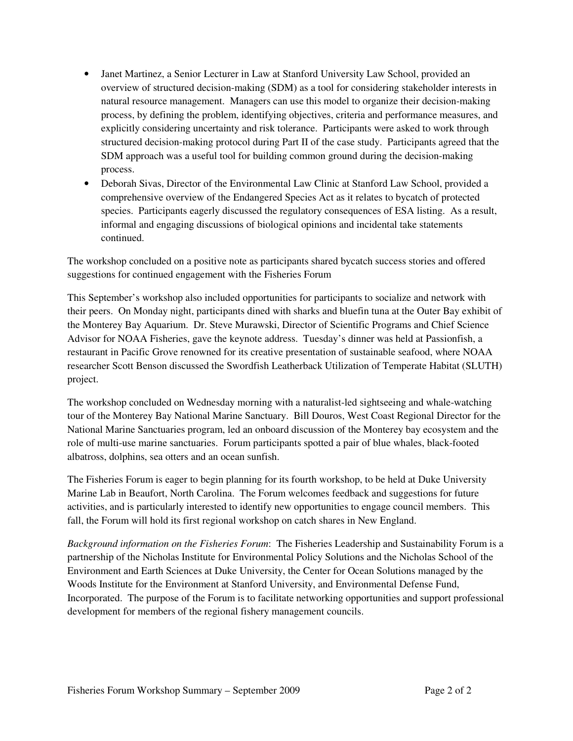- Janet Martinez, a Senior Lecturer in Law at Stanford University Law School, provided an overview of structured decision-making (SDM) as a tool for considering stakeholder interests in natural resource management. Managers can use this model to organize their decision-making process, by defining the problem, identifying objectives, criteria and performance measures, and explicitly considering uncertainty and risk tolerance. Participants were asked to work through structured decision-making protocol during Part II of the case study. Participants agreed that the SDM approach was a useful tool for building common ground during the decision-making process.
- Deborah Sivas, Director of the Environmental Law Clinic at Stanford Law School, provided a comprehensive overview of the Endangered Species Act as it relates to bycatch of protected species. Participants eagerly discussed the regulatory consequences of ESA listing. As a result, informal and engaging discussions of biological opinions and incidental take statements continued.

The workshop concluded on a positive note as participants shared bycatch success stories and offered suggestions for continued engagement with the Fisheries Forum

This September's workshop also included opportunities for participants to socialize and network with their peers. On Monday night, participants dined with sharks and bluefin tuna at the Outer Bay exhibit of the Monterey Bay Aquarium. Dr. Steve Murawski, Director of Scientific Programs and Chief Science Advisor for NOAA Fisheries, gave the keynote address. Tuesday's dinner was held at Passionfish, a restaurant in Pacific Grove renowned for its creative presentation of sustainable seafood, where NOAA researcher Scott Benson discussed the Swordfish Leatherback Utilization of Temperate Habitat (SLUTH) project.

The workshop concluded on Wednesday morning with a naturalist-led sightseeing and whale-watching tour of the Monterey Bay National Marine Sanctuary. Bill Douros, West Coast Regional Director for the National Marine Sanctuaries program, led an onboard discussion of the Monterey bay ecosystem and the role of multi-use marine sanctuaries. Forum participants spotted a pair of blue whales, black-footed albatross, dolphins, sea otters and an ocean sunfish.

The Fisheries Forum is eager to begin planning for its fourth workshop, to be held at Duke University Marine Lab in Beaufort, North Carolina. The Forum welcomes feedback and suggestions for future activities, and is particularly interested to identify new opportunities to engage council members. This fall, the Forum will hold its first regional workshop on catch shares in New England.

*Background information on the Fisheries Forum*: The Fisheries Leadership and Sustainability Forum is a partnership of the Nicholas Institute for Environmental Policy Solutions and the Nicholas School of the Environment and Earth Sciences at Duke University, the Center for Ocean Solutions managed by the Woods Institute for the Environment at Stanford University, and Environmental Defense Fund, Incorporated. The purpose of the Forum is to facilitate networking opportunities and support professional development for members of the regional fishery management councils.